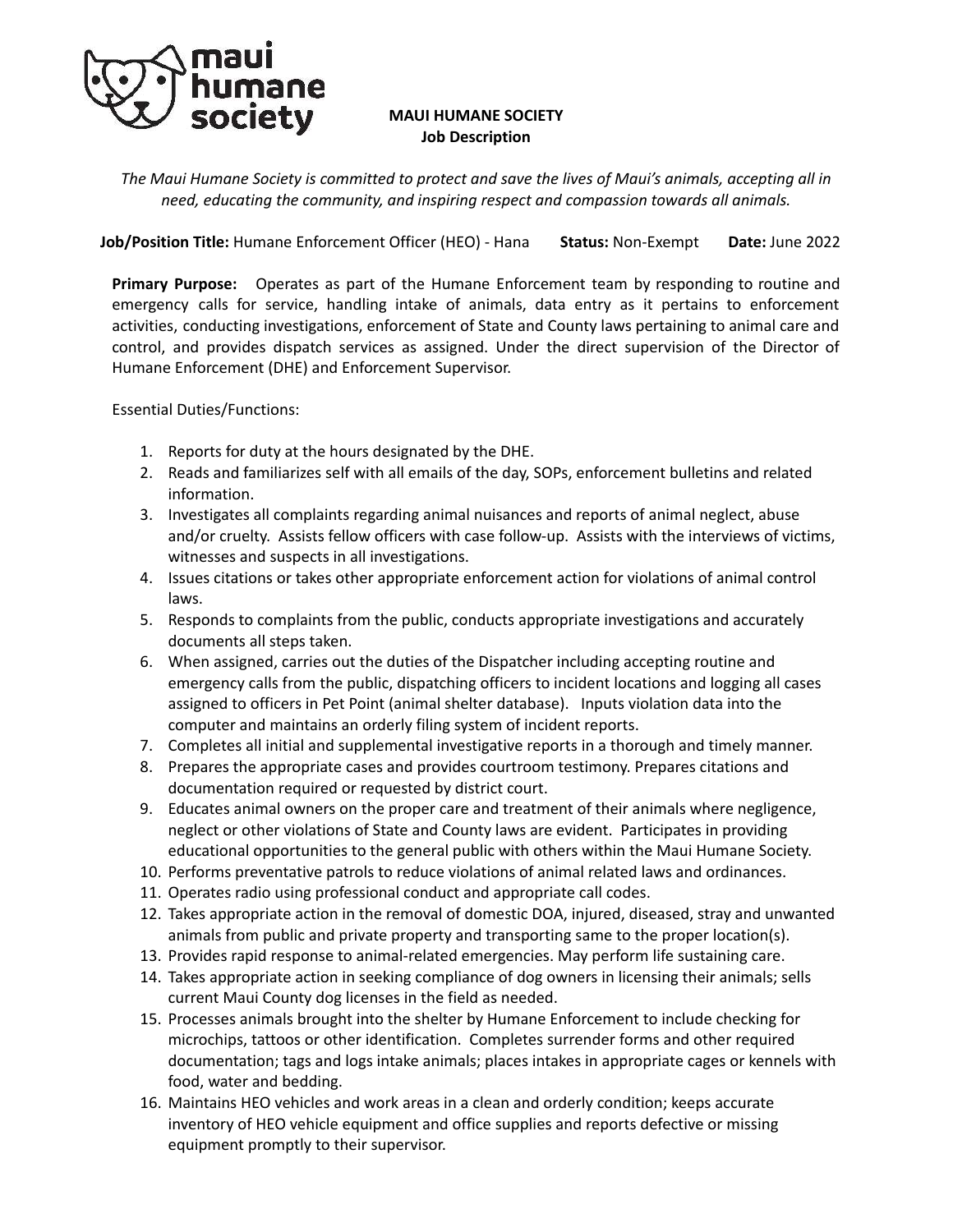maui humane society

**MAUI HUMANE SOCIETY**
**Job Description**

*The Maui Humane Society is committed to protect and save the lives of Maui's animals, accepting all in need, educating the community, and inspiring respect and compassion towards all animals.*

**Job/Position Title:** Humane Enforcement Officer (HEO) - Hana **Status:** Non-Exempt **Date:** June 2022

**Primary Purpose:** Operates as part of the Humane Enforcement team by responding to routine and emergency calls for service, handling intake of animals, data entry as it pertains to enforcement activities, conducting investigations, enforcement of State and County laws pertaining to animal care and control, and provides dispatch services as assigned. Under the direct supervision of the Director of Humane Enforcement (DHE) and Enforcement Supervisor.

Essential Duties/Functions:

1. Reports for duty at the hours designated by the DHE.
2. Reads and familiarizes self with all emails of the day, SOPs, enforcement bulletins and related information.
3. Investigates all complaints regarding animal nuisances and reports of animal neglect, abuse and/or cruelty. Assists fellow officers with case follow-up. Assists with the interviews of victims, witnesses and suspects in all investigations.
4. Issues citations or takes other appropriate enforcement action for violations of animal control laws.
5. Responds to complaints from the public, conducts appropriate investigations and accurately documents all steps taken.
6. When assigned, carries out the duties of the Dispatcher including accepting routine and emergency calls from the public, dispatching officers to incident locations and logging all cases assigned to officers in Pet Point (animal shelter database). Inputs violation data into the computer and maintains an orderly filing system of incident reports.
7. Completes all initial and supplemental investigative reports in a thorough and timely manner.
8. Prepares the appropriate cases and provides courtroom testimony. Prepares citations and documentation required or requested by district court.
9. Educates animal owners on the proper care and treatment of their animals where negligence, neglect or other violations of State and County laws are evident. Participates in providing educational opportunities to the general public with others within the Maui Humane Society.
10. Performs preventative patrols to reduce violations of animal related laws and ordinances.
11. Operates radio using professional conduct and appropriate call codes.
12. Takes appropriate action in the removal of domestic DOA, injured, diseased, stray and unwanted animals from public and private property and transporting same to the proper location(s).
13. Provides rapid response to animal-related emergencies. May perform life sustaining care.
14. Takes appropriate action in seeking compliance of dog owners in licensing their animals; sells current Maui County dog licenses in the field as needed.
15. Processes animals brought into the shelter by Humane Enforcement to include checking for microchips, tattoos or other identification. Completes surrender forms and other required documentation; tags and logs intake animals; places intakes in appropriate cages or kennels with food, water and bedding.
16. Maintains HEO vehicles and work areas in a clean and orderly condition; keeps accurate inventory of HEO vehicle equipment and office supplies and reports defective or missing equipment promptly to their supervisor.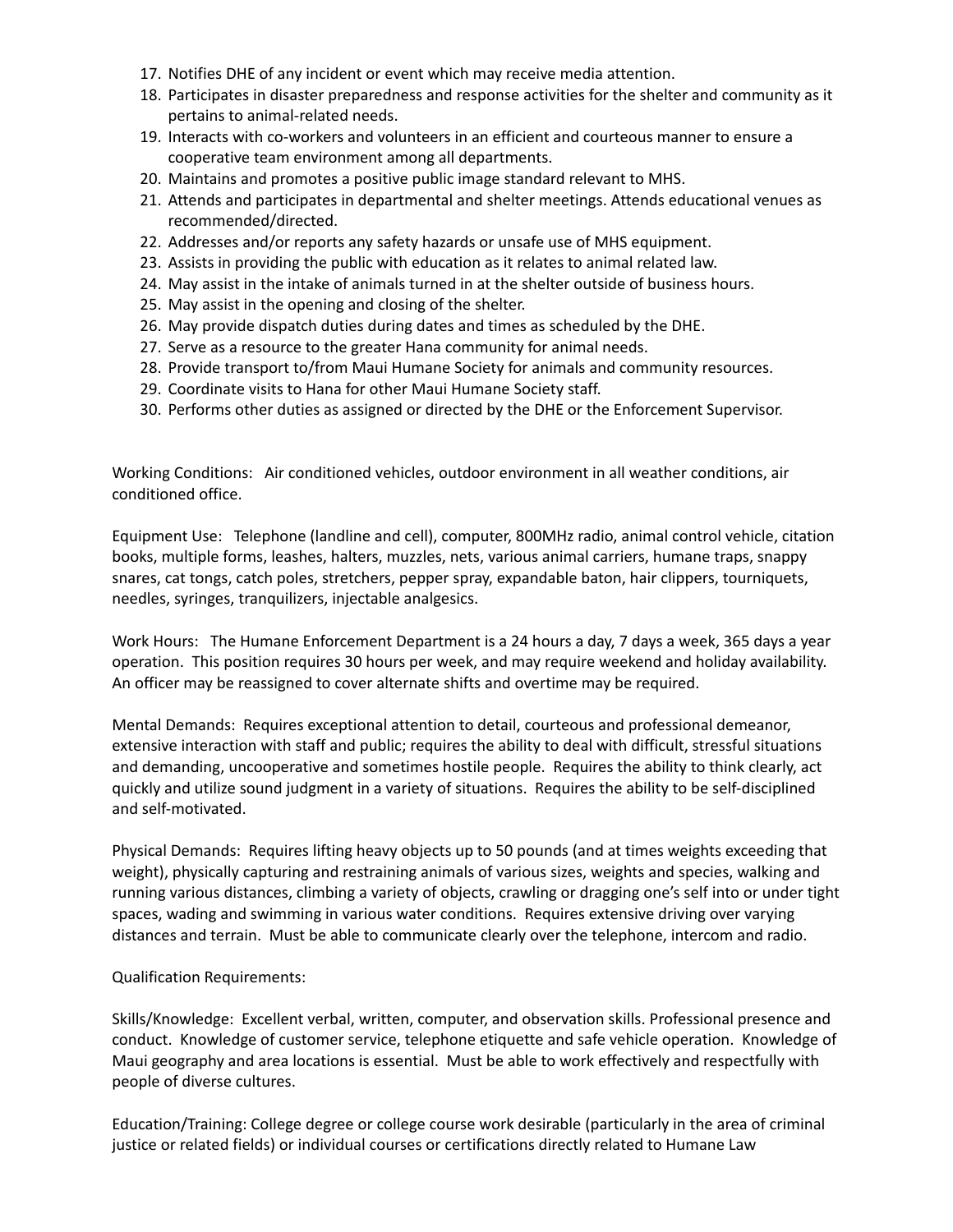17. Notifies DHE of any incident or event which may receive media attention.
18. Participates in disaster preparedness and response activities for the shelter and community as it pertains to animal-related needs.
19. Interacts with co-workers and volunteers in an efficient and courteous manner to ensure a cooperative team environment among all departments.
20. Maintains and promotes a positive public image standard relevant to MHS.
21. Attends and participates in departmental and shelter meetings. Attends educational venues as recommended/directed.
22. Addresses and/or reports any safety hazards or unsafe use of MHS equipment.
23. Assists in providing the public with education as it relates to animal related law.
24. May assist in the intake of animals turned in at the shelter outside of business hours.
25. May assist in the opening and closing of the shelter.
26. May provide dispatch duties during dates and times as scheduled by the DHE.
27. Serve as a resource to the greater Hana community for animal needs.
28. Provide transport to/from Maui Humane Society for animals and community resources.
29. Coordinate visits to Hana for other Maui Humane Society staff.
30. Performs other duties as assigned or directed by the DHE or the Enforcement Supervisor.

Working Conditions: Air conditioned vehicles, outdoor environment in all weather conditions, air conditioned office.

Equipment Use: Telephone (landline and cell), computer, 800MHz radio, animal control vehicle, citation books, multiple forms, leashes, halters, muzzles, nets, various animal carriers, humane traps, snappy snares, cat tongs, catch poles, stretchers, pepper spray, expandable baton, hair clippers, tourniquets, needles, syringes, tranquilizers, injectable analgesics.

Work Hours: The Humane Enforcement Department is a 24 hours a day, 7 days a week, 365 days a year operation. This position requires 30 hours per week, and may require weekend and holiday availability. An officer may be reassigned to cover alternate shifts and overtime may be required.

Mental Demands: Requires exceptional attention to detail, courteous and professional demeanor, extensive interaction with staff and public; requires the ability to deal with difficult, stressful situations and demanding, uncooperative and sometimes hostile people. Requires the ability to think clearly, act quickly and utilize sound judgment in a variety of situations. Requires the ability to be self-disciplined and self-motivated.

Physical Demands: Requires lifting heavy objects up to 50 pounds (and at times weights exceeding that weight), physically capturing and restraining animals of various sizes, weights and species, walking and running various distances, climbing a variety of objects, crawling or dragging one's self into or under tight spaces, wading and swimming in various water conditions. Requires extensive driving over varying distances and terrain. Must be able to communicate clearly over the telephone, intercom and radio.

Qualification Requirements:

Skills/Knowledge: Excellent verbal, written, computer, and observation skills. Professional presence and conduct. Knowledge of customer service, telephone etiquette and safe vehicle operation. Knowledge of Maui geography and area locations is essential. Must be able to work effectively and respectfully with people of diverse cultures.

Education/Training: College degree or college course work desirable (particularly in the area of criminal justice or related fields) or individual courses or certifications directly related to Humane Law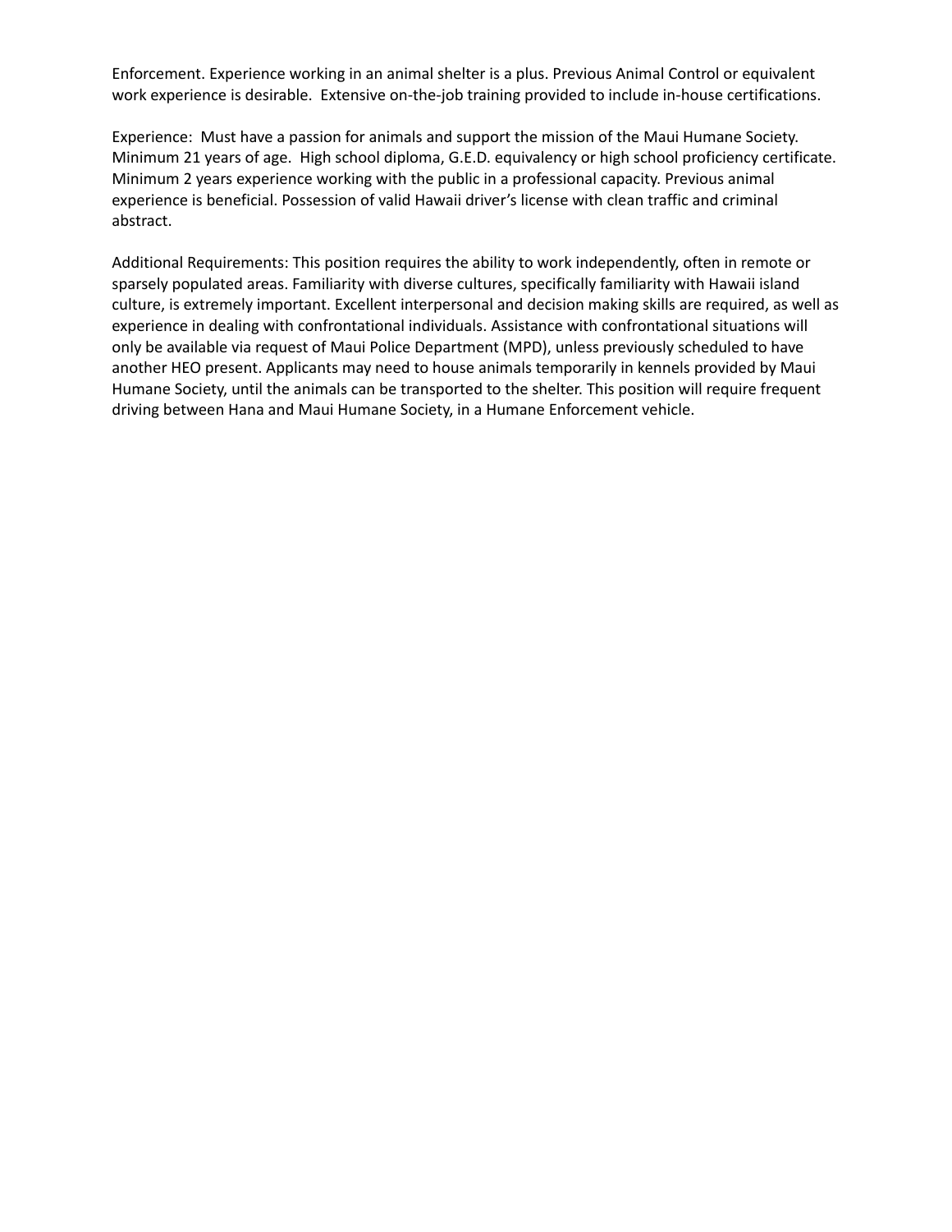Enforcement. Experience working in an animal shelter is a plus. Previous Animal Control or equivalent work experience is desirable. Extensive on-the-job training provided to include in-house certifications.

Experience: Must have a passion for animals and support the mission of the Maui Humane Society. Minimum 21 years of age. High school diploma, G.E.D. equivalency or high school proficiency certificate. Minimum 2 years experience working with the public in a professional capacity. Previous animal experience is beneficial. Possession of valid Hawaii driver's license with clean traffic and criminal abstract.

Additional Requirements: This position requires the ability to work independently, often in remote or sparsely populated areas. Familiarity with diverse cultures, specifically familiarity with Hawaii island culture, is extremely important. Excellent interpersonal and decision making skills are required, as well as experience in dealing with confrontational individuals. Assistance with confrontational situations will only be available via request of Maui Police Department (MPD), unless previously scheduled to have another HEO present. Applicants may need to house animals temporarily in kennels provided by Maui Humane Society, until the animals can be transported to the shelter. This position will require frequent driving between Hana and Maui Humane Society, in a Humane Enforcement vehicle.